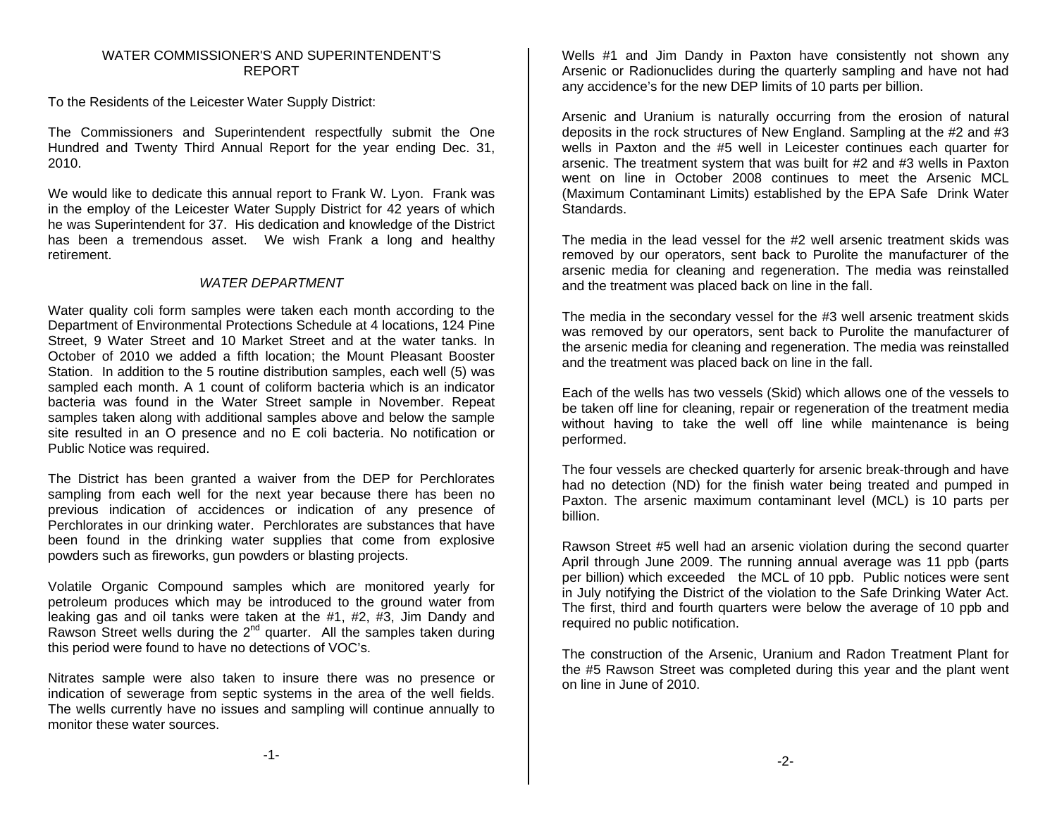# WATER COMMISSIONER'S AND SUPERINTENDENT'S REPORT

To the Residents of the Leicester Water Supply District:

The Commissioners and Superintendent respectfully submit the One Hundred and Twenty Third Annual Report for the year ending Dec. 31, 2010.

We would like to dedicate this annual report to Frank W. Lyon. Frank was in the employ of the Leicester Water Supply District for 42 years of which he was Superintendent for 37. His dedication and knowledge of the District has been a tremendous asset. We wish Frank a long and healthy retirement.

## *WATER DEPARTMENT*

Water quality coli form samples were taken each month according to the Department of Environmental Protections Schedule at 4 locations, 124 Pine Street, 9 Water Street and 10 Market Street and at the water tanks. In October of 2010 we added a fifth location; the Mount Pleasant Booster Station. In addition to the 5 routine distribution samples, each well (5) was sampled each month. A 1 count of coliform bacteria which is an indicator bacteria was found in the Water Street sample in November. Repeat samples taken along with additional samples above and below the sample site resulted in an O presence and no E coli bacteria. No notification or Public Notice was required.

The District has been granted a waiver from the DEP for Perchlorates sampling from each well for the next year because there has been no previous indication of accidences or indication of any presence of Perchlorates in our drinking water. Perchlorates are substances that have been found in the drinking water supplies that come from explosive powders such as fireworks, gun powders or blasting projects.

Volatile Organic Compound samples which are monitored yearly for petroleum produces which may be introduced to the ground water from leaking gas and oil tanks were taken at the #1, #2, #3, Jim Dandy and Rawson Street wells during the 2nd quarter. All the samples taken during this period were found to have no detections of VOC's.

Nitrates sample were also taken to insure there was no presence or indication of sewerage from septic systems in the area of the well fields. The wells currently have no issues and sampling will continue annually to monitor these water sources.

Wells #1 and Jim Dandy in Paxton have consistently not shown any Arsenic or Radionuclides during the quarterly sampling and have not had any accidence's for the new DEP limits of 10 parts per billion.

Arsenic and Uranium is naturally occurring from the erosion of natural deposits in the rock structures of New England. Sampling at the #2 and #3 wells in Paxton and the #5 well in Leicester continues each quarter for arsenic. The treatment system that was built for #2 and #3 wells in Paxton went on line in October 2008 continues to meet the Arsenic MCL (Maximum Contaminant Limits) established by the EPA Safe Drink Water Standards.

The media in the lead vessel for the #2 well arsenic treatment skids was removed by our operators, sent back to Purolite the manufacturer of the arsenic media for cleaning and regeneration. The media was reinstalled and the treatment was placed back on line in the fall.

The media in the secondary vessel for the #3 well arsenic treatment skids was removed by our operators, sent back to Purolite the manufacturer of the arsenic media for cleaning and regeneration. The media was reinstalled and the treatment was placed back on line in the fall.

Each of the wells has two vessels (Skid) which allows one of the vessels to be taken off line for cleaning, repair or regeneration of the treatment media without having to take the well off line while maintenance is being performed.

The four vessels are checked quarterly for arsenic break-through and have had no detection (ND) for the finish water being treated and pumped in Paxton. The arsenic maximum contaminant level (MCL) is 10 parts per billion.

Rawson Street #5 well had an arsenic violation during the second quarter April through June 2009. The running annual average was 11 ppb (parts per billion) which exceeded the MCL of 10 ppb. Public notices were sent in July notifying the District of the violation to the Safe Drinking Water Act. The first, third and fourth quarters were below the average of 10 ppb and required no public notification.

The construction of the Arsenic, Uranium and Radon Treatment Plant for the #5 Rawson Street was completed during this year and the plant went on line in June of 2010.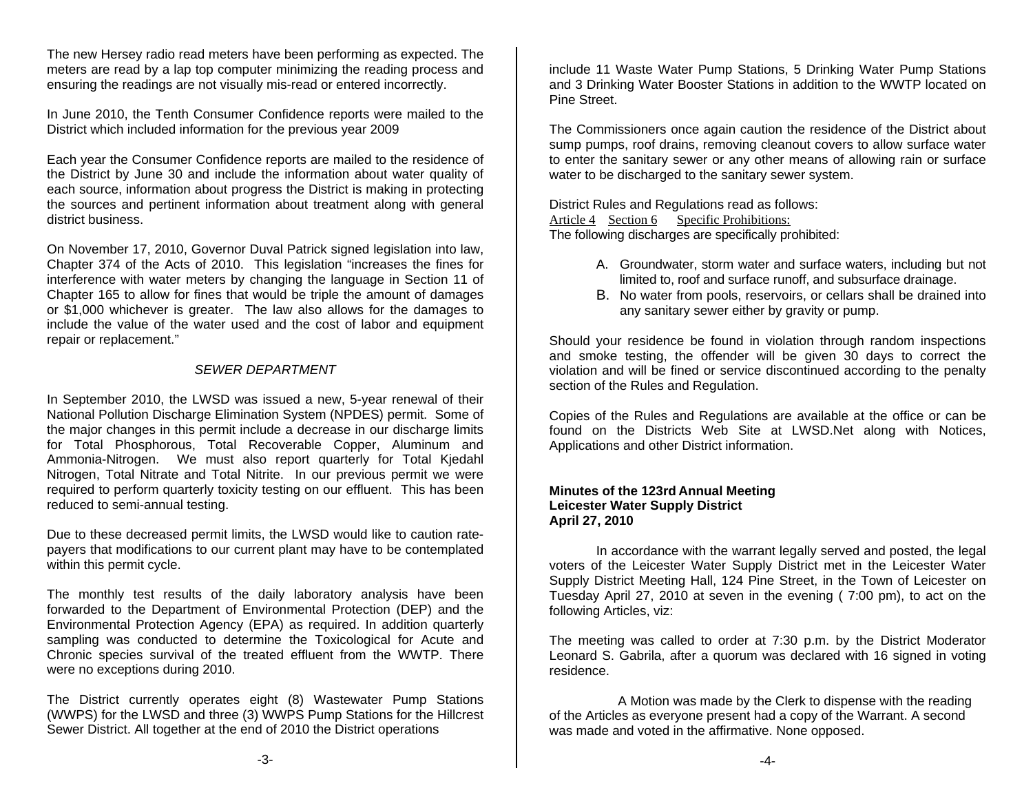The new Hersey radio read meters have been performing as expected. The meters are read by a lap top computer minimizing the reading process and ensuring the readings are not visually mis-read or entered incorrectly.

In June 2010, the Tenth Consumer Confidence reports were mailed to the District which included information for the previous year 2009

Each year the Consumer Confidence reports are mailed to the residence of the District by June 30 and include the information about water quality of each source, information about progress the District is making in protecting the sources and pertinent information about treatment along with general district business.

On November 17, 2010, Governor Duval Patrick signed legislation into law, Chapter 374 of the Acts of 2010. This legislation "increases the fines for interference with water meters by changing the language in Section 11 of Chapter 165 to allow for fines that would be triple the amount of damages or $1,000 whichever is greater. The law also allows for the damages to include the value of the water used and the cost of labor and equipment repair or replacement."

## *SEWER DEPARTMENT*

In September 2010, the LWSD was issued a new, 5-year renewal of their National Pollution Discharge Elimination System (NPDES) permit. Some of the major changes in this permit include a decrease in our discharge limits for Total Phosphorous, Total Recoverable Copper, Aluminum and Ammonia-Nitrogen. We must also report quarterly for Total Kjedahl Nitrogen, Total Nitrate and Total Nitrite. In our previous permit we were required to perform quarterly toxicity testing on our effluent. This has been reduced to semi-annual testing.

Due to these decreased permit limits, the LWSD would like to caution rate-payers that modifications to our current plant may have to be contemplated within this permit cycle.

The monthly test results of the daily laboratory analysis have been forwarded to the Department of Environmental Protection (DEP) and the Environmental Protection Agency (EPA) as required. In addition quarterly sampling was conducted to determine the Toxicological for Acute and Chronic species survival of the treated effluent from the WWTP. There were no exceptions during 2010.

The District currently operates eight (8) Wastewater Pump Stations (WWPS) for the LWSD and three (3) WWPS Pump Stations for the Hillcrest Sewer District. All together at the end of 2010 the District operations include 11 Waste Water Pump Stations, 5 Drinking Water Pump Stations and 3 Drinking Water Booster Stations in addition to the WWTP located on Pine Street.

The Commissioners once again caution the residence of the District about sump pumps, roof drains, removing cleanout covers to allow surface water to enter the sanitary sewer or any other means of allowing rain or surface water to be discharged to the sanitary sewer system.

District Rules and Regulations read as follows:
Article 4 Section 6 Specific Prohibitions:
The following discharges are specifically prohibited:

A. Groundwater, storm water and surface waters, including but not limited to, roof and surface runoff, and subsurface drainage.
B. No water from pools, reservoirs, or cellars shall be drained into any sanitary sewer either by gravity or pump.

Should your residence be found in violation through random inspections and smoke testing, the offender will be given 30 days to correct the violation and will be fined or service discontinued according to the penalty section of the Rules and Regulation.

Copies of the Rules and Regulations are available at the office or can be found on the Districts Web Site at LWSD.Net along with Notices, Applications and other District information.

**Minutes of the 123rd Annual Meeting**
**Leicester Water Supply District**
**April 27, 2010**

In accordance with the warrant legally served and posted, the legal voters of the Leicester Water Supply District met in the Leicester Water Supply District Meeting Hall, 124 Pine Street, in the Town of Leicester on Tuesday April 27, 2010 at seven in the evening ( 7:00 pm), to act on the following Articles, viz:

The meeting was called to order at 7:30 p.m. by the District Moderator Leonard S. Gabrila, after a quorum was declared with 16 signed in voting residence.

A Motion was made by the Clerk to dispense with the reading of the Articles as everyone present had a copy of the Warrant. A second was made and voted in the affirmative. None opposed.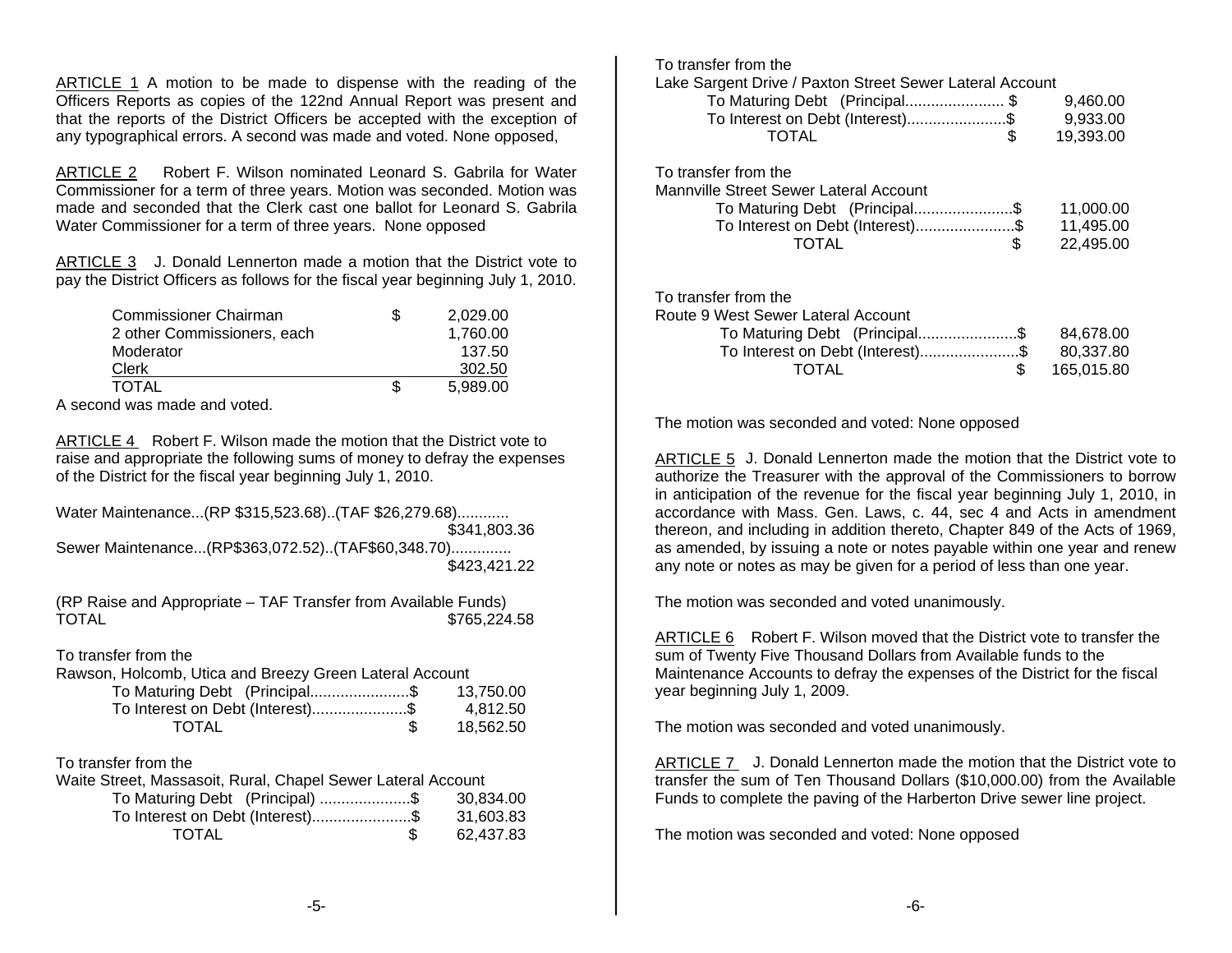ARTICLE 1 A motion to be made to dispense with the reading of the Officers Reports as copies of the 122nd Annual Report was present and that the reports of the District Officers be accepted with the exception of any typographical errors. A second was made and voted. None opposed,

ARTICLE 2 Robert F. Wilson nominated Leonard S. Gabrila for Water Commissioner for a term of three years. Motion was seconded. Motion was made and seconded that the Clerk cast one ballot for Leonard S. Gabrila Water Commissioner for a term of three years. None opposed

ARTICLE 3 J. Donald Lennerton made a motion that the District vote to pay the District Officers as follows for the fiscal year beginning July 1, 2010.

| | | |
|---|---|---|
| Commissioner Chairman | $ | 2,029.00 |
| 2 other Commissioners, each | | 1,760.00 |
| Moderator | | 137.50 |
| Clerk | | 302.50 |
| TOTAL | $ | 5,989.00 |

A second was made and voted.

ARTICLE 4 Robert F. Wilson made the motion that the District vote to raise and appropriate the following sums of money to defray the expenses of the District for the fiscal year beginning July 1, 2010.

Water Maintenance...(RP $315,523.68)..(TAF $26,279.68)............ $341,803.36

Sewer Maintenance...(RP$363,072.52)..(TAF$60,348.70)............. $423,421.22

(RP Raise and Appropriate – TAF Transfer from Available Funds)

TOTAL $765,224.58

To transfer from the
Rawson, Holcomb, Utica and Breezy Green Lateral Account

| | | |
|---|---|---|
| To Maturing Debt (Principal.......................$ | | 13,750.00 |
| To Interest on Debt (Interest)......................$ | | 4,812.50 |
| TOTAL | $ | 18,562.50 |

To transfer from the
Waite Street, Massasoit, Rural, Chapel Sewer Lateral Account

| | | |
|---|---|---|
| To Maturing Debt (Principal) .....................$ | | 30,834.00 |
| To Interest on Debt (Interest).......................$ | | 31,603.83 |
| TOTAL | $ | 62,437.83 |

To transfer from the
Lake Sargent Drive / Paxton Street Sewer Lateral Account

| | | |
|---|---|---|
| To Maturing Debt (Principal....................... $ | | 9,460.00 |
| To Interest on Debt (Interest).......................$ | | 9,933.00 |
| TOTAL | $ | 19,393.00 |

To transfer from the
Mannville Street Sewer Lateral Account

| | | |
|---|---|---|
| To Maturing Debt (Principal.......................$ | | 11,000.00 |
| To Interest on Debt (Interest).......................$ | | 11,495.00 |
| TOTAL | $ | 22,495.00 |

To transfer from the
Route 9 West Sewer Lateral Account

| | | |
|---|---|---|
| To Maturing Debt (Principal.......................$ | | 84,678.00 |
| To Interest on Debt (Interest).......................$ | | 80,337.80 |
| TOTAL | $ | 165,015.80 |

The motion was seconded and voted: None opposed

ARTICLE 5 J. Donald Lennerton made the motion that the District vote to authorize the Treasurer with the approval of the Commissioners to borrow in anticipation of the revenue for the fiscal year beginning July 1, 2010, in accordance with Mass. Gen. Laws, c. 44, sec 4 and Acts in amendment thereon, and including in addition thereto, Chapter 849 of the Acts of 1969, as amended, by issuing a note or notes payable within one year and renew any note or notes as may be given for a period of less than one year.

The motion was seconded and voted unanimously.

ARTICLE 6 Robert F. Wilson moved that the District vote to transfer the sum of Twenty Five Thousand Dollars from Available funds to the Maintenance Accounts to defray the expenses of the District for the fiscal year beginning July 1, 2009.

The motion was seconded and voted unanimously.

ARTICLE 7 J. Donald Lennerton made the motion that the District vote to transfer the sum of Ten Thousand Dollars ($10,000.00) from the Available Funds to complete the paving of the Harberton Drive sewer line project.

The motion was seconded and voted: None opposed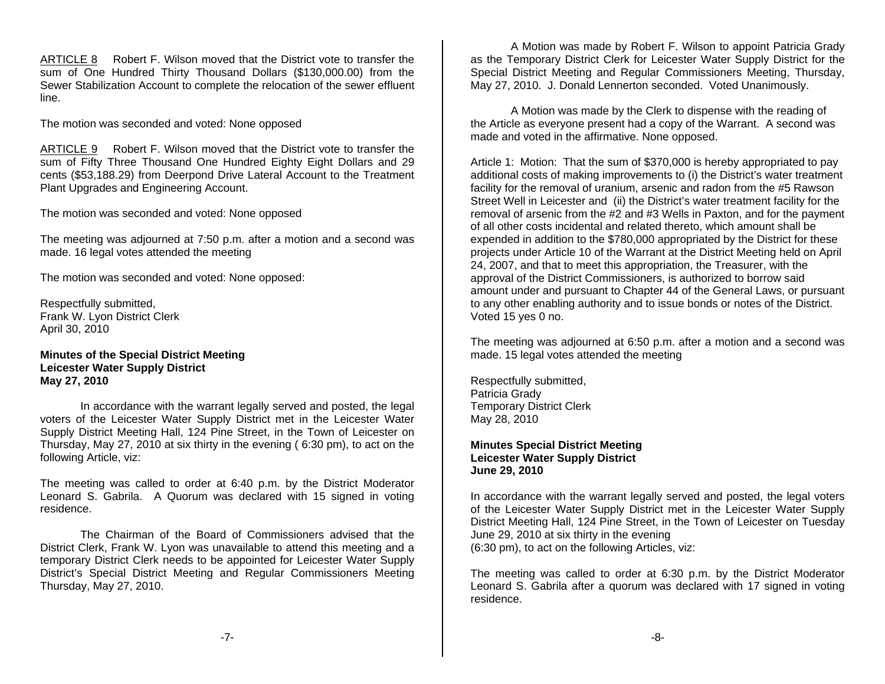ARTICLE 8    Robert F. Wilson moved that the District vote to transfer the sum of One Hundred Thirty Thousand Dollars ($130,000.00) from the Sewer Stabilization Account to complete the relocation of the sewer effluent line.

The motion was seconded and voted: None opposed

ARTICLE 9    Robert F. Wilson moved that the District vote to transfer the sum of Fifty Three Thousand One Hundred Eighty Eight Dollars and 29 cents ($53,188.29) from Deerpond Drive Lateral Account to the Treatment Plant Upgrades and Engineering Account.

The motion was seconded and voted: None opposed

The meeting was adjourned at 7:50 p.m. after a motion and a second was made. 16 legal votes attended the meeting

The motion was seconded and voted: None opposed:

Respectfully submitted,
Frank W. Lyon District Clerk
April 30, 2010

**Minutes of the Special District Meeting**
**Leicester Water Supply District**
**May 27, 2010**

In accordance with the warrant legally served and posted, the legal voters of the Leicester Water Supply District met in the Leicester Water Supply District Meeting Hall, 124 Pine Street, in the Town of Leicester on Thursday, May 27, 2010 at six thirty in the evening ( 6:30 pm), to act on the following Article, viz:

The meeting was called to order at 6:40 p.m. by the District Moderator Leonard S. Gabrila. A Quorum was declared with 15 signed in voting residence.

The Chairman of the Board of Commissioners advised that the District Clerk, Frank W. Lyon was unavailable to attend this meeting and a temporary District Clerk needs to be appointed for Leicester Water Supply District's Special District Meeting and Regular Commissioners Meeting Thursday, May 27, 2010.

A Motion was made by Robert F. Wilson to appoint Patricia Grady as the Temporary District Clerk for Leicester Water Supply District for the Special District Meeting and Regular Commissioners Meeting, Thursday, May 27, 2010. J. Donald Lennerton seconded. Voted Unanimously.

A Motion was made by the Clerk to dispense with the reading of the Article as everyone present had a copy of the Warrant. A second was made and voted in the affirmative. None opposed.

Article 1: Motion: That the sum of $370,000 is hereby appropriated to pay additional costs of making improvements to (i) the District's water treatment facility for the removal of uranium, arsenic and radon from the #5 Rawson Street Well in Leicester and (ii) the District's water treatment facility for the removal of arsenic from the #2 and #3 Wells in Paxton, and for the payment of all other costs incidental and related thereto, which amount shall be expended in addition to the $780,000 appropriated by the District for these projects under Article 10 of the Warrant at the District Meeting held on April 24, 2007, and that to meet this appropriation, the Treasurer, with the approval of the District Commissioners, is authorized to borrow said amount under and pursuant to Chapter 44 of the General Laws, or pursuant to any other enabling authority and to issue bonds or notes of the District. Voted 15 yes 0 no.

The meeting was adjourned at 6:50 p.m. after a motion and a second was made. 15 legal votes attended the meeting

Respectfully submitted,
Patricia Grady
Temporary District Clerk
May 28, 2010

**Minutes Special District Meeting**
**Leicester Water Supply District**
**June 29, 2010**

In accordance with the warrant legally served and posted, the legal voters of the Leicester Water Supply District met in the Leicester Water Supply District Meeting Hall, 124 Pine Street, in the Town of Leicester on Tuesday June 29, 2010 at six thirty in the evening
(6:30 pm), to act on the following Articles, viz:

The meeting was called to order at 6:30 p.m. by the District Moderator Leonard S. Gabrila after a quorum was declared with 17 signed in voting residence.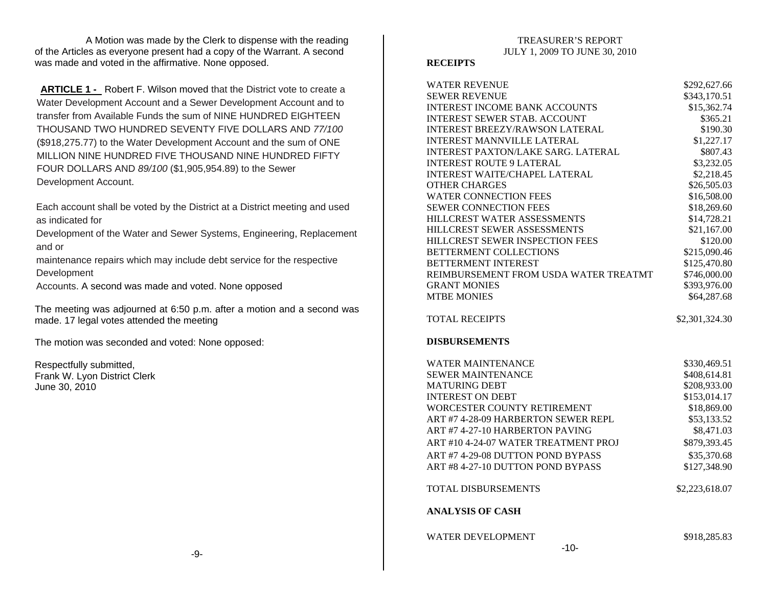A Motion was made by the Clerk to dispense with the reading of the Articles as everyone present had a copy of the Warrant. A second was made and voted in the affirmative. None opposed.

**ARTICLE 1 -** Robert F. Wilson moved that the District vote to create a Water Development Account and a Sewer Development Account and to transfer from Available Funds the sum of NINE HUNDRED EIGHTEEN THOUSAND TWO HUNDRED SEVENTY FIVE DOLLARS AND *77/100* ($918,275.77) to the Water Development Account and the sum of ONE MILLION NINE HUNDRED FIVE THOUSAND NINE HUNDRED FIFTY FOUR DOLLARS AND *89/100* ($1,905,954.89) to the Sewer Development Account.

Each account shall be voted by the District at a District meeting and used as indicated for
Development of the Water and Sewer Systems, Engineering, Replacement and or
maintenance repairs which may include debt service for the respective Development
Accounts. A second was made and voted. None opposed

The meeting was adjourned at 6:50 p.m. after a motion and a second was made. 17 legal votes attended the meeting

The motion was seconded and voted: None opposed:

Respectfully submitted,
Frank W. Lyon District Clerk
June 30, 2010

TREASURER'S REPORT
JULY 1, 2009 TO JUNE 30, 2010

**RECEIPTS**

| | |
|---|---|
| WATER REVENUE | $292,627.66 |
| SEWER REVENUE | $343,170.51 |
| INTEREST INCOME BANK ACCOUNTS | $15,362.74 |
| INTEREST SEWER STAB. ACCOUNT | $365.21 |
| INTEREST BREEZY/RAWSON LATERAL | $190.30 |
| INTEREST MANNVILLE LATERAL | $1,227.17 |
| INTEREST PAXTON/LAKE SARG. LATERAL | $807.43 |
| INTEREST ROUTE 9 LATERAL | $3,232.05 |
| INTEREST WAITE/CHAPEL LATERAL | $2,218.45 |
| OTHER CHARGES | $26,505.03 |
| WATER CONNECTION FEES | $16,508.00 |
| SEWER CONNECTION FEES | $18,269.60 |
| HILLCREST WATER ASSESSMENTS | $14,728.21 |
| HILLCREST SEWER ASSESSMENTS | $21,167.00 |
| HILLCREST SEWER INSPECTION FEES | $120.00 |
| BETTERMENT COLLECTIONS | $215,090.46 |
| BETTERMENT INTEREST | $125,470.80 |
| REIMBURSEMENT FROM USDA WATER TREATMT | $746,000.00 |
| GRANT MONIES | $393,976.00 |
| MTBE MONIES | $64,287.68 |
| TOTAL RECEIPTS | $2,301,324.30 |

**DISBURSEMENTS**

| | |
|---|---|
| WATER MAINTENANCE | $330,469.51 |
| SEWER MAINTENANCE | $408,614.81 |
| MATURING DEBT | $208,933.00 |
| INTEREST ON DEBT | $153,014.17 |
| WORCESTER COUNTY RETIREMENT | $18,869.00 |
| ART #7 4-28-09 HARBERTON SEWER REPL | $53,133.52 |
| ART #7 4-27-10 HARBERTON PAVING | $8,471.03 |
| ART #10 4-24-07 WATER TREATMENT PROJ | $879,393.45 |
| ART #7 4-29-08 DUTTON POND BYPASS | $35,370.68 |
| ART #8 4-27-10 DUTTON POND BYPASS | $127,348.90 |
| TOTAL DISBURSEMENTS | $2,223,618.07 |

**ANALYSIS OF CASH**

| | |
|---|---|
| WATER DEVELOPMENT | $918,285.83 |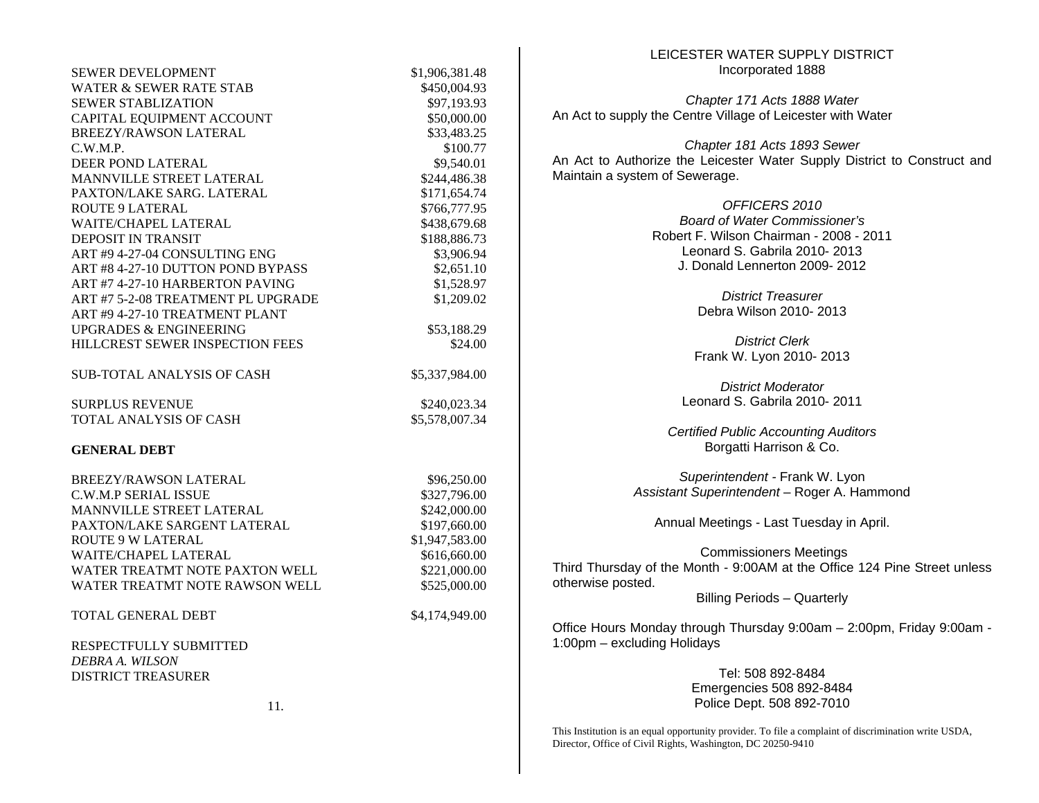| | |
|---|---|
| SEWER DEVELOPMENT | $1,906,381.48 |
| WATER & SEWER RATE STAB | $450,004.93 |
| SEWER STABLIZATION | $97,193.93 |
| CAPITAL EQUIPMENT ACCOUNT | $50,000.00 |
| BREEZY/RAWSON LATERAL | $33,483.25 |
| C.W.M.P. | $100.77 |
| DEER POND LATERAL | $9,540.01 |
| MANNVILLE STREET LATERAL | $244,486.38 |
| PAXTON/LAKE SARG. LATERAL | $171,654.74 |
| ROUTE 9 LATERAL | $766,777.95 |
| WAITE/CHAPEL LATERAL | $438,679.68 |
| DEPOSIT IN TRANSIT | $188,886.73 |
| ART #9 4-27-04 CONSULTING ENG | $3,906.94 |
| ART #8 4-27-10 DUTTON POND BYPASS | $2,651.10 |
| ART #7 4-27-10 HARBERTON PAVING | $1,528.97 |
| ART #7 5-2-08 TREATMENT PL UPGRADE | $1,209.02 |
| ART #9 4-27-10 TREATMENT PLANT UPGRADES & ENGINEERING | $53,188.29 |
| HILLCREST SEWER INSPECTION FEES | $24.00 |
| SUB-TOTAL ANALYSIS OF CASH | $5,337,984.00 |
| SURPLUS REVENUE | $240,023.34 |
| TOTAL ANALYSIS OF CASH | $5,578,007.34 |

**GENERAL DEBT**

| | |
|---|---|
| BREEZY/RAWSON LATERAL | $96,250.00 |
| C.W.M.P SERIAL ISSUE | $327,796.00 |
| MANNVILLE STREET LATERAL | $242,000.00 |
| PAXTON/LAKE SARGENT LATERAL | $197,660.00 |
| ROUTE 9 W LATERAL | $1,947,583.00 |
| WAITE/CHAPEL LATERAL | $616,660.00 |
| WATER TREATMT NOTE PAXTON WELL | $221,000.00 |
| WATER TREATMT NOTE RAWSON WELL | $525,000.00 |
| TOTAL GENERAL DEBT | $4,174,949.00 |

RESPECTFULLY SUBMITTED
*DEBRA A. WILSON*
DISTRICT TREASURER

LEICESTER WATER SUPPLY DISTRICT
Incorporated 1888

*Chapter 171 Acts 1888 Water*
An Act to supply the Centre Village of Leicester with Water

*Chapter 181 Acts 1893 Sewer*
An Act to Authorize the Leicester Water Supply District to Construct and Maintain a system of Sewerage.

*OFFICERS 2010*
*Board of Water Commissioner's*
Robert F. Wilson Chairman - 2008 - 2011
Leonard S. Gabrila 2010- 2013
J. Donald Lennerton 2009- 2012

*District Treasurer*
Debra Wilson 2010- 2013

*District Clerk*
Frank W. Lyon 2010- 2013

*District Moderator*
Leonard S. Gabrila 2010- 2011

*Certified Public Accounting Auditors*
Borgatti Harrison & Co.

*Superintendent* - Frank W. Lyon
*Assistant Superintendent* – Roger A. Hammond

Annual Meetings - Last Tuesday in April.

Commissioners Meetings
Third Thursday of the Month - 9:00AM at the Office 124 Pine Street unless otherwise posted.
Billing Periods – Quarterly

Office Hours Monday through Thursday 9:00am – 2:00pm, Friday 9:00am - 1:00pm – excluding Holidays

Tel: 508 892-8484
Emergencies 508 892-8484
Police Dept. 508 892-7010

This Institution is an equal opportunity provider. To file a complaint of discrimination write USDA, Director, Office of Civil Rights, Washington, DC 20250-9410